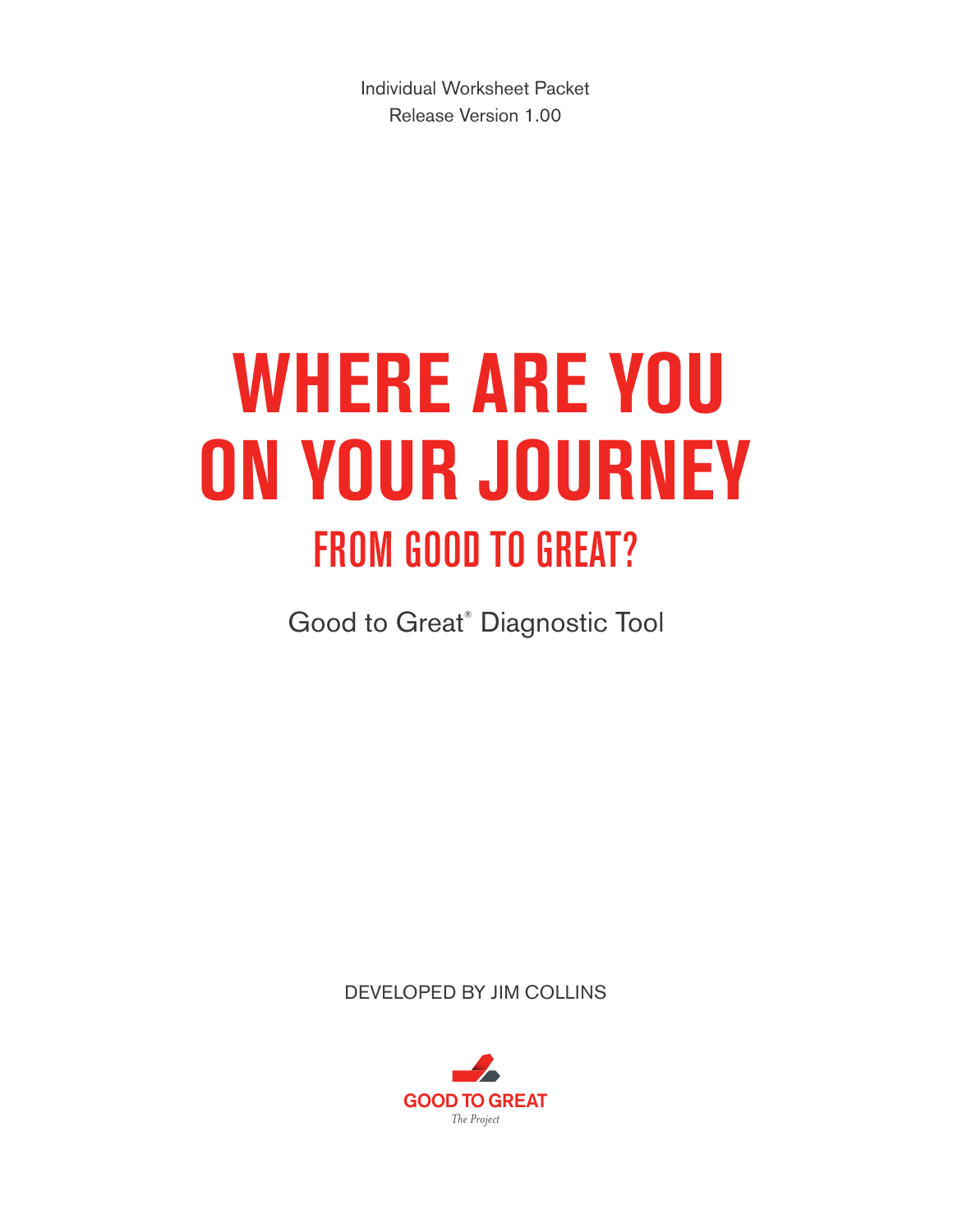Individual Worksheet Packet
Release Version 1.00

# WHERE ARE YOU ON YOUR JOURNEY

## FROM GOOD TO GREAT?

Good to Great® Diagnostic Tool

DEVELOPED BY JIM COLLINS

GOOD TO GREAT
*The Project*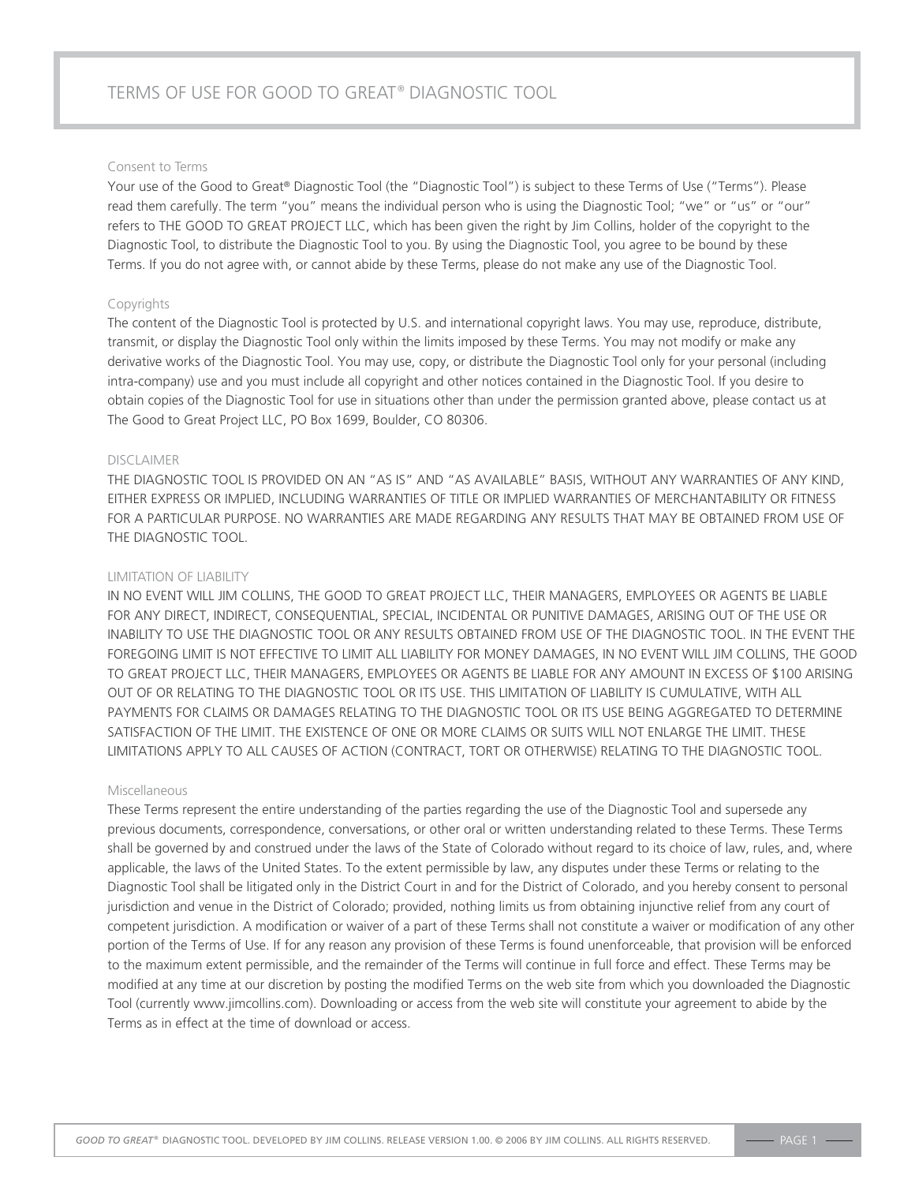# TERMS OF USE FOR GOOD TO GREAT® DIAGNOSTIC TOOL

## Consent to Terms

Your use of the Good to Great® Diagnostic Tool (the "Diagnostic Tool") is subject to these Terms of Use ("Terms"). Please read them carefully. The term "you" means the individual person who is using the Diagnostic Tool; "we" or "us" or "our" refers to THE GOOD TO GREAT PROJECT LLC, which has been given the right by Jim Collins, holder of the copyright to the Diagnostic Tool, to distribute the Diagnostic Tool to you. By using the Diagnostic Tool, you agree to be bound by these Terms. If you do not agree with, or cannot abide by these Terms, please do not make any use of the Diagnostic Tool.

## Copyrights

The content of the Diagnostic Tool is protected by U.S. and international copyright laws. You may use, reproduce, distribute, transmit, or display the Diagnostic Tool only within the limits imposed by these Terms. You may not modify or make any derivative works of the Diagnostic Tool. You may use, copy, or distribute the Diagnostic Tool only for your personal (including intra-company) use and you must include all copyright and other notices contained in the Diagnostic Tool. If you desire to obtain copies of the Diagnostic Tool for use in situations other than under the permission granted above, please contact us at The Good to Great Project LLC, PO Box 1699, Boulder, CO 80306.

## DISCLAIMER

THE DIAGNOSTIC TOOL IS PROVIDED ON AN "AS IS" AND "AS AVAILABLE" BASIS, WITHOUT ANY WARRANTIES OF ANY KIND, EITHER EXPRESS OR IMPLIED, INCLUDING WARRANTIES OF TITLE OR IMPLIED WARRANTIES OF MERCHANTABILITY OR FITNESS FOR A PARTICULAR PURPOSE. NO WARRANTIES ARE MADE REGARDING ANY RESULTS THAT MAY BE OBTAINED FROM USE OF THE DIAGNOSTIC TOOL.

## LIMITATION OF LIABILITY

IN NO EVENT WILL JIM COLLINS, THE GOOD TO GREAT PROJECT LLC, THEIR MANAGERS, EMPLOYEES OR AGENTS BE LIABLE FOR ANY DIRECT, INDIRECT, CONSEQUENTIAL, SPECIAL, INCIDENTAL OR PUNITIVE DAMAGES, ARISING OUT OF THE USE OR INABILITY TO USE THE DIAGNOSTIC TOOL OR ANY RESULTS OBTAINED FROM USE OF THE DIAGNOSTIC TOOL. IN THE EVENT THE FOREGOING LIMIT IS NOT EFFECTIVE TO LIMIT ALL LIABILITY FOR MONEY DAMAGES, IN NO EVENT WILL JIM COLLINS, THE GOOD TO GREAT PROJECT LLC, THEIR MANAGERS, EMPLOYEES OR AGENTS BE LIABLE FOR ANY AMOUNT IN EXCESS OF $100 ARISING OUT OF OR RELATING TO THE DIAGNOSTIC TOOL OR ITS USE. THIS LIMITATION OF LIABILITY IS CUMULATIVE, WITH ALL PAYMENTS FOR CLAIMS OR DAMAGES RELATING TO THE DIAGNOSTIC TOOL OR ITS USE BEING AGGREGATED TO DETERMINE SATISFACTION OF THE LIMIT. THE EXISTENCE OF ONE OR MORE CLAIMS OR SUITS WILL NOT ENLARGE THE LIMIT. THESE LIMITATIONS APPLY TO ALL CAUSES OF ACTION (CONTRACT, TORT OR OTHERWISE) RELATING TO THE DIAGNOSTIC TOOL.

## Miscellaneous

These Terms represent the entire understanding of the parties regarding the use of the Diagnostic Tool and supersede any previous documents, correspondence, conversations, or other oral or written understanding related to these Terms. These Terms shall be governed by and construed under the laws of the State of Colorado without regard to its choice of law, rules, and, where applicable, the laws of the United States. To the extent permissible by law, any disputes under these Terms or relating to the Diagnostic Tool shall be litigated only in the District Court in and for the District of Colorado, and you hereby consent to personal jurisdiction and venue in the District of Colorado; provided, nothing limits us from obtaining injunctive relief from any court of competent jurisdiction. A modification or waiver of a part of these Terms shall not constitute a waiver or modification of any other portion of the Terms of Use. If for any reason any provision of these Terms is found unenforceable, that provision will be enforced to the maximum extent permissible, and the remainder of the Terms will continue in full force and effect. These Terms may be modified at any time at our discretion by posting the modified Terms on the web site from which you downloaded the Diagnostic Tool (currently www.jimcollins.com). Downloading or access from the web site will constitute your agreement to abide by the Terms as in effect at the time of download or access.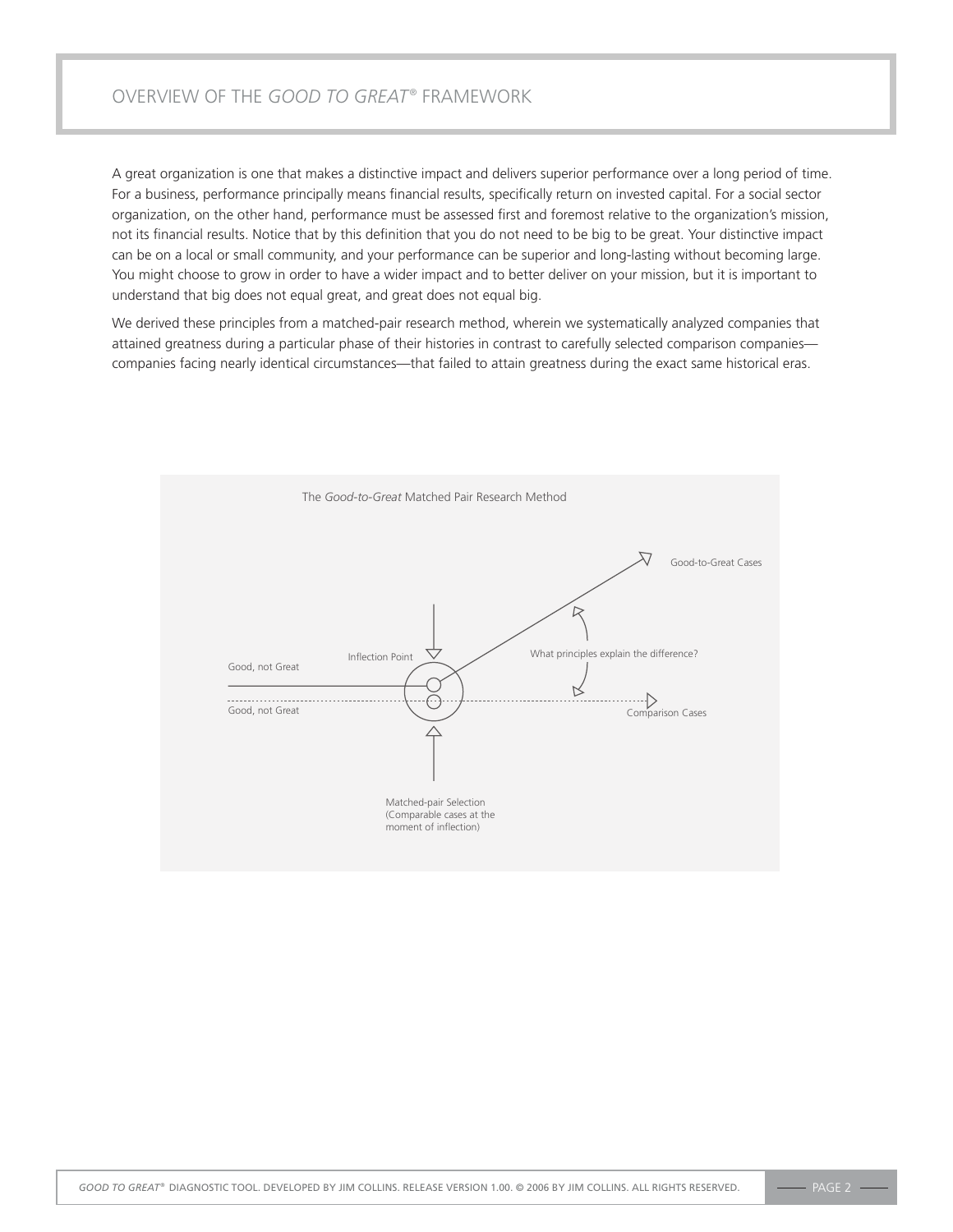# OVERVIEW OF THE *GOOD TO GREAT*® FRAMEWORK

A great organization is one that makes a distinctive impact and delivers superior performance over a long period of time. For a business, performance principally means financial results, specifically return on invested capital. For a social sector organization, on the other hand, performance must be assessed first and foremost relative to the organization's mission, not its financial results. Notice that by this definition that you do not need to be big to be great. Your distinctive impact can be on a local or small community, and your performance can be superior and long-lasting without becoming large. You might choose to grow in order to have a wider impact and to better deliver on your mission, but it is important to understand that big does not equal great, and great does not equal big.

We derived these principles from a matched-pair research method, wherein we systematically analyzed companies that attained greatness during a particular phase of their histories in contrast to carefully selected comparison companies—companies facing nearly identical circumstances—that failed to attain greatness during the exact same historical eras.

The *Good-to-Great* Matched Pair Research Method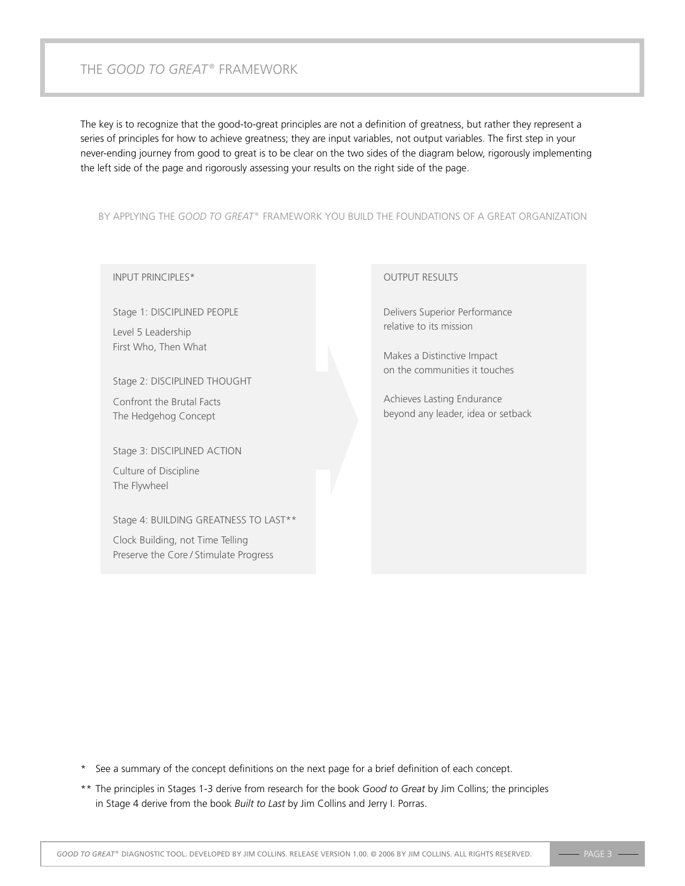# THE *GOOD TO GREAT*® FRAMEWORK

The key is to recognize that the good-to-great principles are not a definition of greatness, but rather they represent a series of principles for how to achieve greatness; they are input variables, not output variables. The first step in your never-ending journey from good to great is to be clear on the two sides of the diagram below, rigorously implementing the left side of the page and rigorously assessing your results on the right side of the page.

BY APPLYING THE *GOOD TO GREAT*® FRAMEWORK YOU BUILD THE FOUNDATIONS OF A GREAT ORGANIZATION

| INPUT PRINCIPLES* | OUTPUT RESULTS |
| --- | --- |
| **Stage 1: DISCIPLINED PEOPLE**<br>Level 5 Leadership<br>First Who, Then What | Delivers Superior Performance relative to its mission |
| **Stage 2: DISCIPLINED THOUGHT**<br>Confront the Brutal Facts<br>The Hedgehog Concept | Makes a Distinctive Impact on the communities it touches |
| **Stage 3: DISCIPLINED ACTION**<br>Culture of Discipline<br>The Flywheel | Achieves Lasting Endurance beyond any leader, idea or setback |
| **Stage 4: BUILDING GREATNESS TO LAST****<br>Clock Building, not Time Telling<br>Preserve the Core / Stimulate Progress | |

\* See a summary of the concept definitions on the next page for a brief definition of each concept.

** The principles in Stages 1-3 derive from research for the book *Good to Great* by Jim Collins; the principles in Stage 4 derive from the book *Built to Last* by Jim Collins and Jerry I. Porras.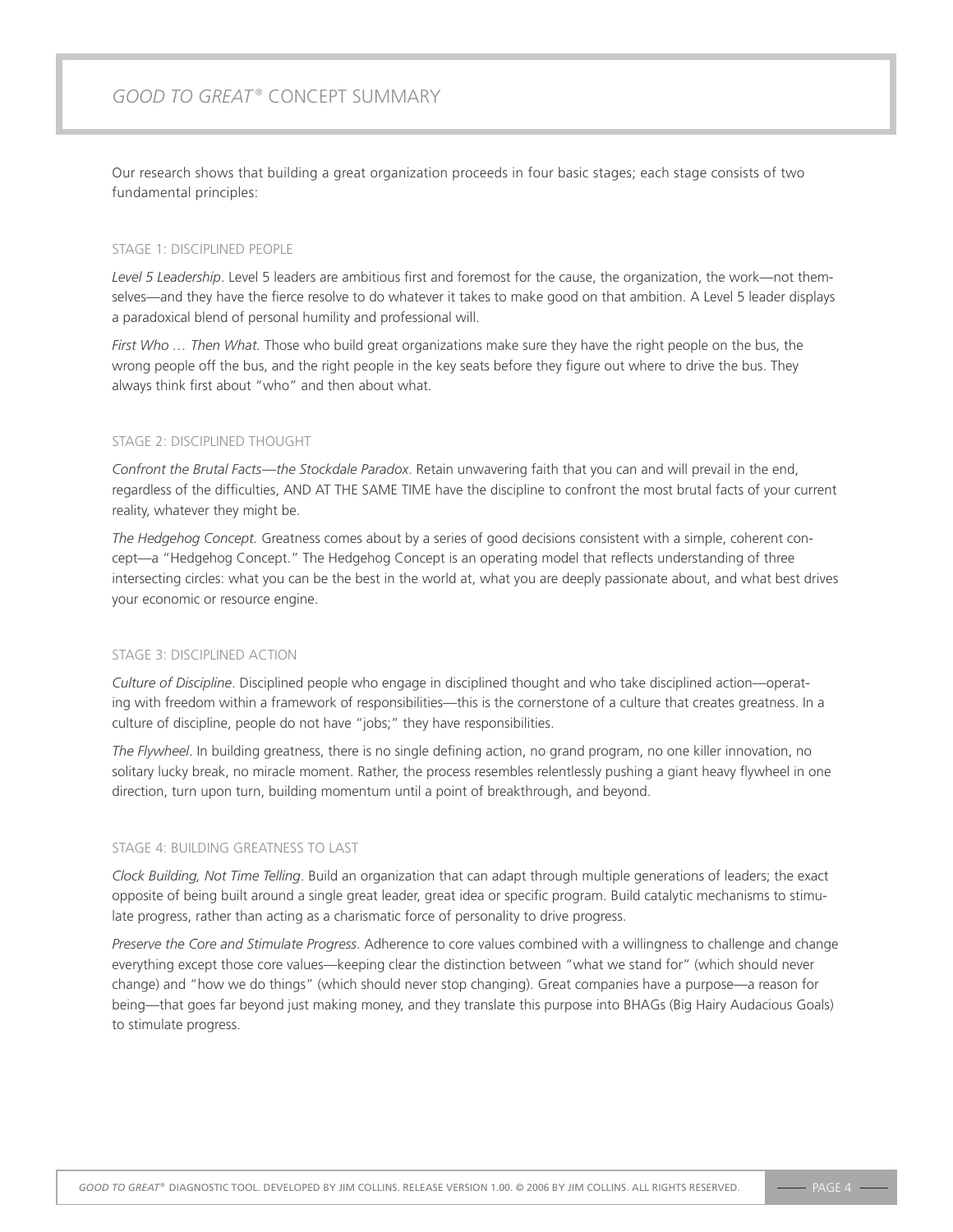# *GOOD TO GREAT®* CONCEPT SUMMARY

Our research shows that building a great organization proceeds in four basic stages; each stage consists of two fundamental principles:

## STAGE 1: DISCIPLINED PEOPLE

*Level 5 Leadership*. Level 5 leaders are ambitious first and foremost for the cause, the organization, the work—not themselves—and they have the fierce resolve to do whatever it takes to make good on that ambition. A Level 5 leader displays a paradoxical blend of personal humility and professional will.

*First Who … Then What.* Those who build great organizations make sure they have the right people on the bus, the wrong people off the bus, and the right people in the key seats before they figure out where to drive the bus. They always think first about "who" and then about what.

## STAGE 2: DISCIPLINED THOUGHT

*Confront the Brutal Facts—the Stockdale Paradox*. Retain unwavering faith that you can and will prevail in the end, regardless of the difficulties, AND AT THE SAME TIME have the discipline to confront the most brutal facts of your current reality, whatever they might be.

*The Hedgehog Concept.* Greatness comes about by a series of good decisions consistent with a simple, coherent concept—a "Hedgehog Concept." The Hedgehog Concept is an operating model that reflects understanding of three intersecting circles: what you can be the best in the world at, what you are deeply passionate about, and what best drives your economic or resource engine.

## STAGE 3: DISCIPLINED ACTION

*Culture of Discipline*. Disciplined people who engage in disciplined thought and who take disciplined action—operating with freedom within a framework of responsibilities—this is the cornerstone of a culture that creates greatness. In a culture of discipline, people do not have "jobs;" they have responsibilities.

*The Flywheel*. In building greatness, there is no single defining action, no grand program, no one killer innovation, no solitary lucky break, no miracle moment. Rather, the process resembles relentlessly pushing a giant heavy flywheel in one direction, turn upon turn, building momentum until a point of breakthrough, and beyond.

## STAGE 4: BUILDING GREATNESS TO LAST

*Clock Building, Not Time Telling*. Build an organization that can adapt through multiple generations of leaders; the exact opposite of being built around a single great leader, great idea or specific program. Build catalytic mechanisms to stimulate progress, rather than acting as a charismatic force of personality to drive progress.

*Preserve the Core and Stimulate Progress*. Adherence to core values combined with a willingness to challenge and change everything except those core values—keeping clear the distinction between "what we stand for" (which should never change) and "how we do things" (which should never stop changing). Great companies have a purpose—a reason for being—that goes far beyond just making money, and they translate this purpose into BHAGs (Big Hairy Audacious Goals) to stimulate progress.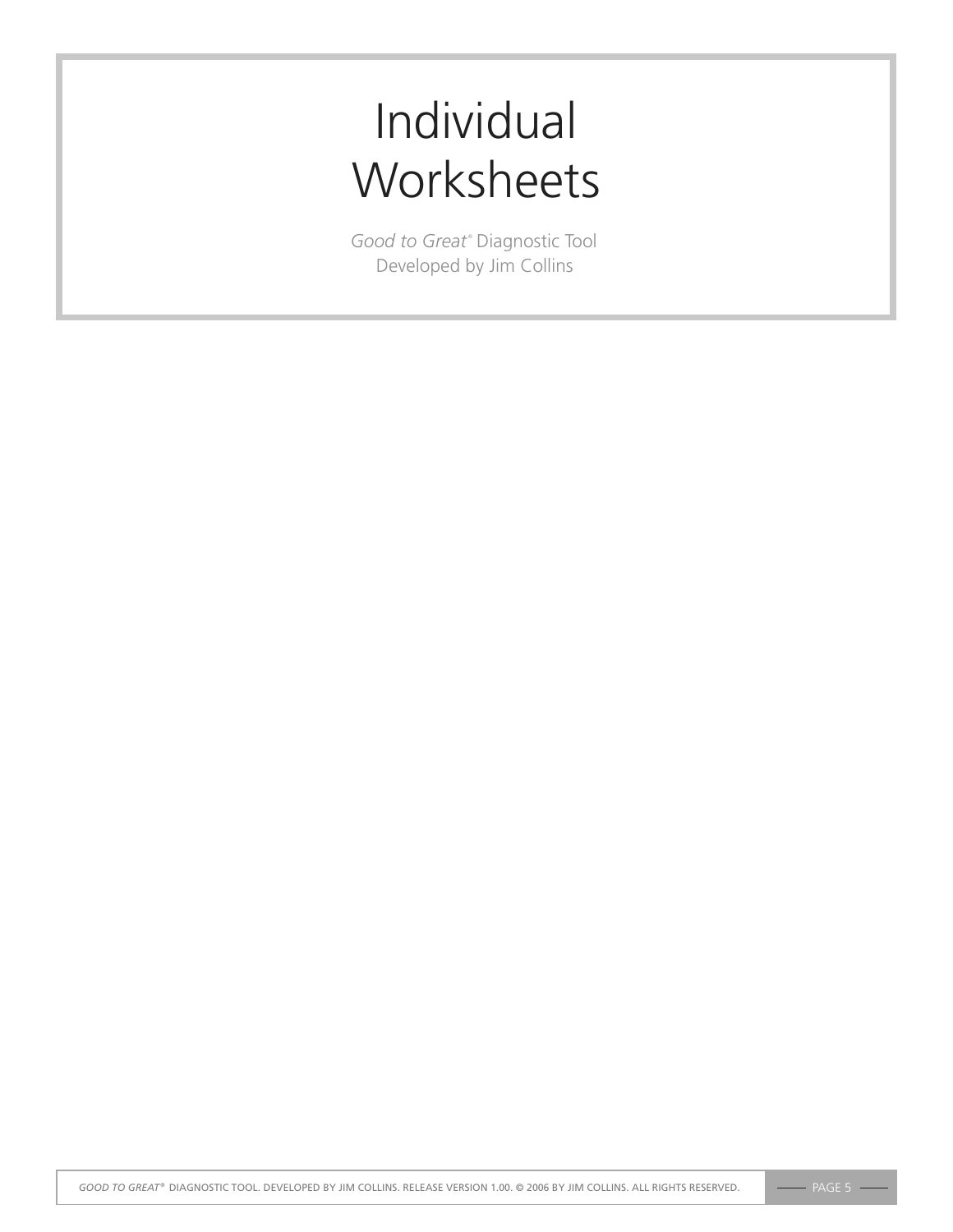# Individual Worksheets

*Good to Great®* Diagnostic Tool
Developed by Jim Collins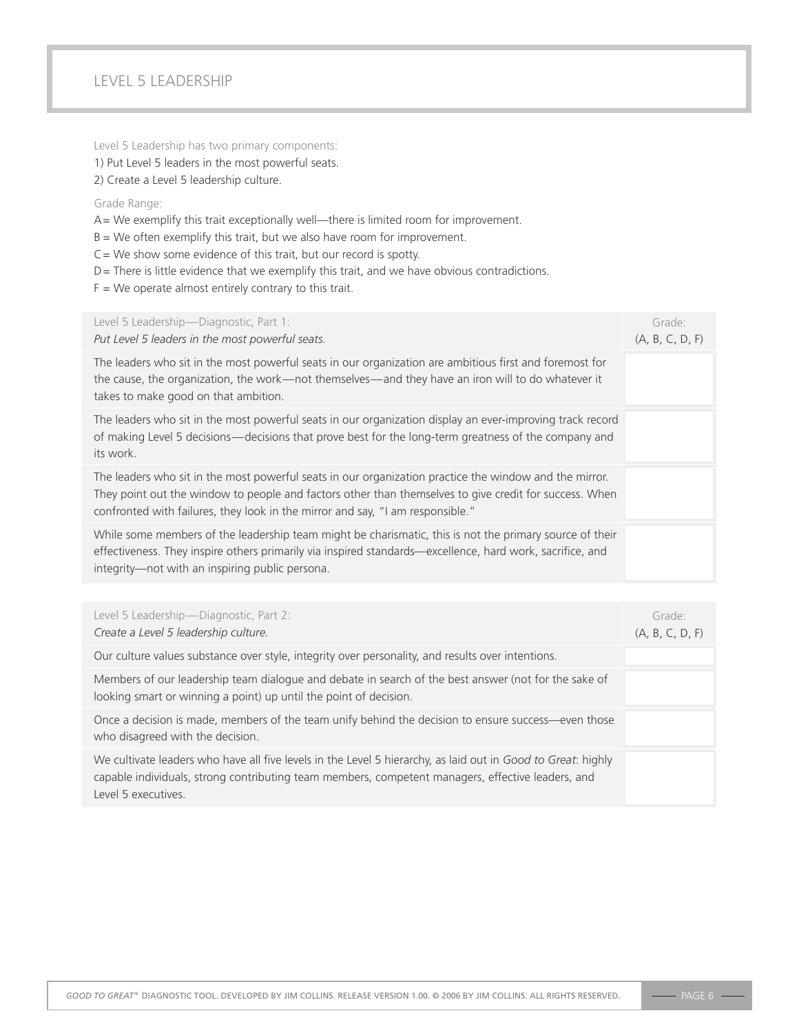# LEVEL 5 LEADERSHIP

Level 5 Leadership has two primary components:

1) Put Level 5 leaders in the most powerful seats.
2) Create a Level 5 leadership culture.

Grade Range:

A = We exemplify this trait exceptionally well—there is limited room for improvement.
B = We often exemplify this trait, but we also have room for improvement.
C = We show some evidence of this trait, but our record is spotty.
D = There is little evidence that we exemplify this trait, and we have obvious contradictions.
F = We operate almost entirely contrary to this trait.

| Level 5 Leadership—Diagnostic, Part 1: *Put Level 5 leaders in the most powerful seats.* | Grade: (A, B, C, D, F) |
|---|---|
| The leaders who sit in the most powerful seats in our organization are ambitious first and foremost for the cause, the organization, the work—not themselves—and they have an iron will to do whatever it takes to make good on that ambition. | |
| The leaders who sit in the most powerful seats in our organization display an ever-improving track record of making Level 5 decisions—decisions that prove best for the long-term greatness of the company and its work. | |
| The leaders who sit in the most powerful seats in our organization practice the window and the mirror. They point out the window to people and factors other than themselves to give credit for success. When confronted with failures, they look in the mirror and say, "I am responsible." | |
| While some members of the leadership team might be charismatic, this is not the primary source of their effectiveness. They inspire others primarily via inspired standards—excellence, hard work, sacrifice, and integrity—not with an inspiring public persona. | |

| Level 5 Leadership—Diagnostic, Part 2: *Create a Level 5 leadership culture.* | Grade: (A, B, C, D, F) |
|---|---|
| Our culture values substance over style, integrity over personality, and results over intentions. | |
| Members of our leadership team dialogue and debate in search of the best answer (not for the sake of looking smart or winning a point) up until the point of decision. | |
| Once a decision is made, members of the team unify behind the decision to ensure success—even those who disagreed with the decision. | |
| We cultivate leaders who have all five levels in the Level 5 hierarchy, as laid out in *Good to Great*: highly capable individuals, strong contributing team members, competent managers, effective leaders, and Level 5 executives. | |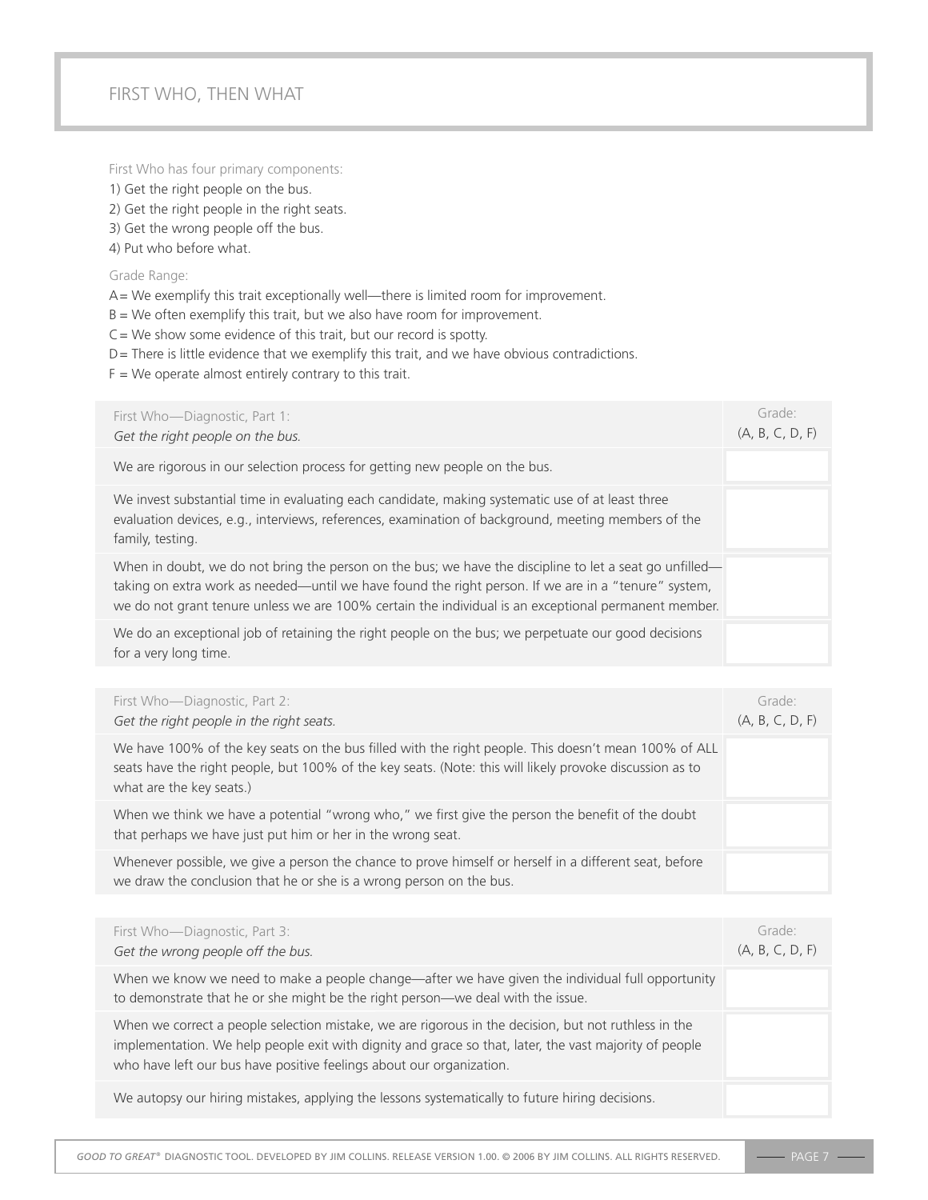# FIRST WHO, THEN WHAT

First Who has four primary components:

1) Get the right people on the bus.
2) Get the right people in the right seats.
3) Get the wrong people off the bus.
4) Put who before what.

Grade Range:

A = We exemplify this trait exceptionally well—there is limited room for improvement.
B = We often exemplify this trait, but we also have room for improvement.
C = We show some evidence of this trait, but our record is spotty.
D = There is little evidence that we exemplify this trait, and we have obvious contradictions.
F = We operate almost entirely contrary to this trait.

| First Who—Diagnostic, Part 1: *Get the right people on the bus.* | Grade: (A, B, C, D, F) |
|---|---|
| We are rigorous in our selection process for getting new people on the bus. | |
| We invest substantial time in evaluating each candidate, making systematic use of at least three evaluation devices, e.g., interviews, references, examination of background, meeting members of the family, testing. | |
| When in doubt, we do not bring the person on the bus; we have the discipline to let a seat go unfilled—taking on extra work as needed—until we have found the right person. If we are in a "tenure" system, we do not grant tenure unless we are 100% certain the individual is an exceptional permanent member. | |
| We do an exceptional job of retaining the right people on the bus; we perpetuate our good decisions for a very long time. | |

| First Who—Diagnostic, Part 2: *Get the right people in the right seats.* | Grade: (A, B, C, D, F) |
|---|---|
| We have 100% of the key seats on the bus filled with the right people. This doesn't mean 100% of ALL seats have the right people, but 100% of the key seats. (Note: this will likely provoke discussion as to what are the key seats.) | |
| When we think we have a potential "wrong who," we first give the person the benefit of the doubt that perhaps we have just put him or her in the wrong seat. | |
| Whenever possible, we give a person the chance to prove himself or herself in a different seat, before we draw the conclusion that he or she is a wrong person on the bus. | |

| First Who—Diagnostic, Part 3: *Get the wrong people off the bus.* | Grade: (A, B, C, D, F) |
|---|---|
| When we know we need to make a people change—after we have given the individual full opportunity to demonstrate that he or she might be the right person—we deal with the issue. | |
| When we correct a people selection mistake, we are rigorous in the decision, but not ruthless in the implementation. We help people exit with dignity and grace so that, later, the vast majority of people who have left our bus have positive feelings about our organization. | |
| We autopsy our hiring mistakes, applying the lessons systematically to future hiring decisions. | |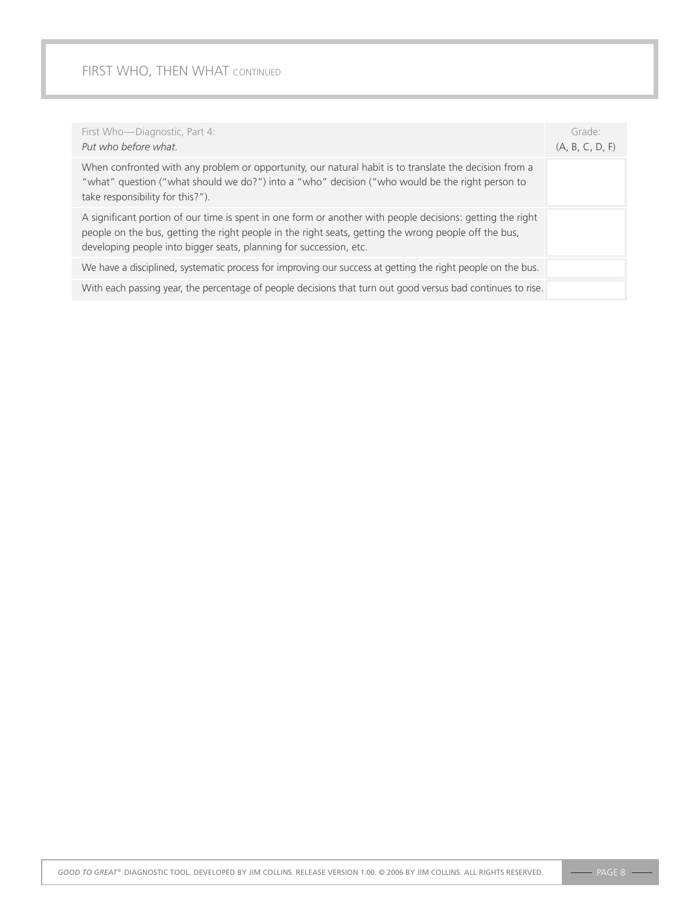## FIRST WHO, THEN WHAT CONTINUED

| First Who—Diagnostic, Part 4: *Put who before what.* | Grade: (A, B, C, D, F) |
|---|---|
| When confronted with any problem or opportunity, our natural habit is to translate the decision from a "what" question ("what should we do?") into a "who" decision ("who would be the right person to take responsibility for this?"). | |
| A significant portion of our time is spent in one form or another with people decisions: getting the right people on the bus, getting the right people in the right seats, getting the wrong people off the bus, developing people into bigger seats, planning for succession, etc. | |
| We have a disciplined, systematic process for improving our success at getting the right people on the bus. | |
| With each passing year, the percentage of people decisions that turn out good versus bad continues to rise. | |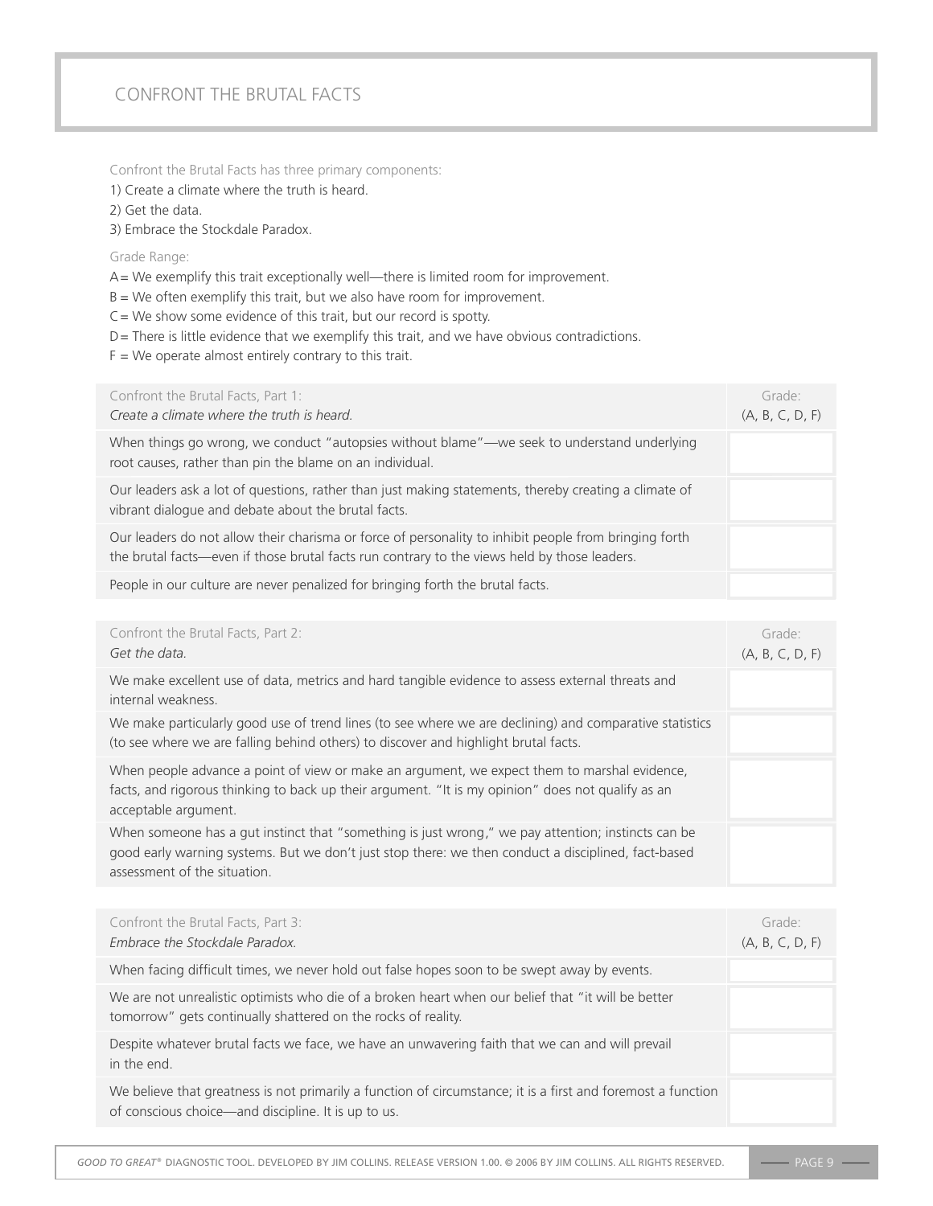# CONFRONT THE BRUTAL FACTS

Confront the Brutal Facts has three primary components:

1) Create a climate where the truth is heard.
2) Get the data.
3) Embrace the Stockdale Paradox.

Grade Range:

A = We exemplify this trait exceptionally well—there is limited room for improvement.
B = We often exemplify this trait, but we also have room for improvement.
C = We show some evidence of this trait, but our record is spotty.
D = There is little evidence that we exemplify this trait, and we have obvious contradictions.
F = We operate almost entirely contrary to this trait.

| Confront the Brutal Facts, Part 1: *Create a climate where the truth is heard.* | Grade: (A, B, C, D, F) |
|---|---|
| When things go wrong, we conduct "autopsies without blame"—we seek to understand underlying root causes, rather than pin the blame on an individual. | |
| Our leaders ask a lot of questions, rather than just making statements, thereby creating a climate of vibrant dialogue and debate about the brutal facts. | |
| Our leaders do not allow their charisma or force of personality to inhibit people from bringing forth the brutal facts—even if those brutal facts run contrary to the views held by those leaders. | |
| People in our culture are never penalized for bringing forth the brutal facts. | |

| Confront the Brutal Facts, Part 2: *Get the data.* | Grade: (A, B, C, D, F) |
|---|---|
| We make excellent use of data, metrics and hard tangible evidence to assess external threats and internal weakness. | |
| We make particularly good use of trend lines (to see where we are declining) and comparative statistics (to see where we are falling behind others) to discover and highlight brutal facts. | |
| When people advance a point of view or make an argument, we expect them to marshal evidence, facts, and rigorous thinking to back up their argument. "It is my opinion" does not qualify as an acceptable argument. | |
| When someone has a gut instinct that "something is just wrong," we pay attention; instincts can be good early warning systems. But we don't just stop there: we then conduct a disciplined, fact-based assessment of the situation. | |

| Confront the Brutal Facts, Part 3: *Embrace the Stockdale Paradox.* | Grade: (A, B, C, D, F) |
|---|---|
| When facing difficult times, we never hold out false hopes soon to be swept away by events. | |
| We are not unrealistic optimists who die of a broken heart when our belief that "it will be better tomorrow" gets continually shattered on the rocks of reality. | |
| Despite whatever brutal facts we face, we have an unwavering faith that we can and will prevail in the end. | |
| We believe that greatness is not primarily a function of circumstance; it is a first and foremost a function of conscious choice—and discipline. It is up to us. | |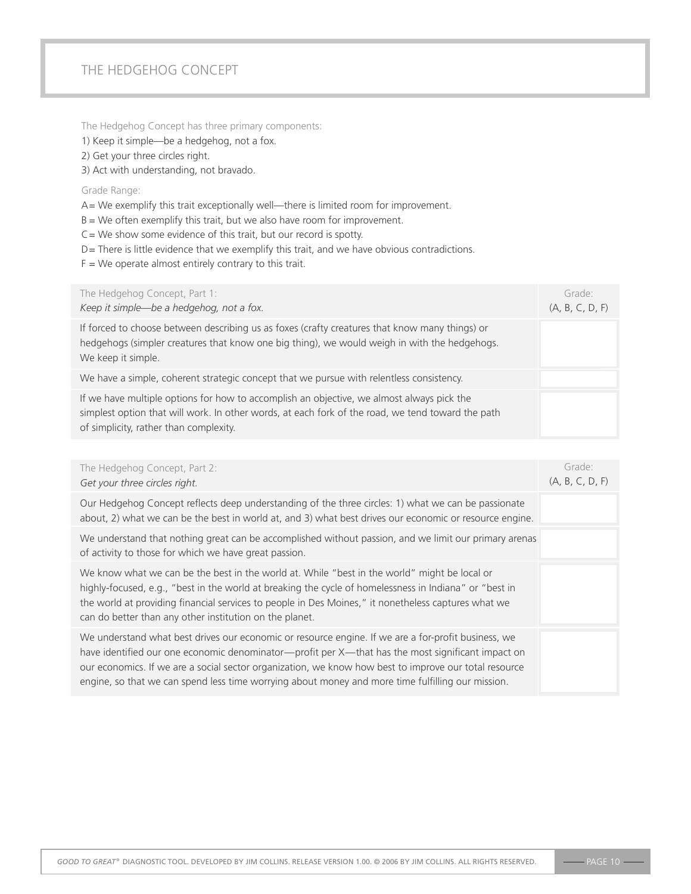# THE HEDGEHOG CONCEPT

The Hedgehog Concept has three primary components:

1) Keep it simple—be a hedgehog, not a fox.
2) Get your three circles right.
3) Act with understanding, not bravado.

Grade Range:

A = We exemplify this trait exceptionally well—there is limited room for improvement.
B = We often exemplify this trait, but we also have room for improvement.
C = We show some evidence of this trait, but our record is spotty.
D = There is little evidence that we exemplify this trait, and we have obvious contradictions.
F = We operate almost entirely contrary to this trait.

| The Hedgehog Concept, Part 1: *Keep it simple—be a hedgehog, not a fox.* | Grade: (A, B, C, D, F) |
|---|---|
| If forced to choose between describing us as foxes (crafty creatures that know many things) or hedgehogs (simpler creatures that know one big thing), we would weigh in with the hedgehogs. We keep it simple. | |
| We have a simple, coherent strategic concept that we pursue with relentless consistency. | |
| If we have multiple options for how to accomplish an objective, we almost always pick the simplest option that will work. In other words, at each fork of the road, we tend toward the path of simplicity, rather than complexity. | |

| The Hedgehog Concept, Part 2: *Get your three circles right.* | Grade: (A, B, C, D, F) |
|---|---|
| Our Hedgehog Concept reflects deep understanding of the three circles: 1) what we can be passionate about, 2) what we can be the best in world at, and 3) what best drives our economic or resource engine. | |
| We understand that nothing great can be accomplished without passion, and we limit our primary arenas of activity to those for which we have great passion. | |
| We know what we can be the best in the world at. While "best in the world" might be local or highly-focused, e.g., "best in the world at breaking the cycle of homelessness in Indiana" or "best in the world at providing financial services to people in Des Moines," it nonetheless captures what we can do better than any other institution on the planet. | |
| We understand what best drives our economic or resource engine. If we are a for-profit business, we have identified our one economic denominator—profit per X—that has the most significant impact on our economics. If we are a social sector organization, we know how best to improve our total resource engine, so that we can spend less time worrying about money and more time fulfilling our mission. | |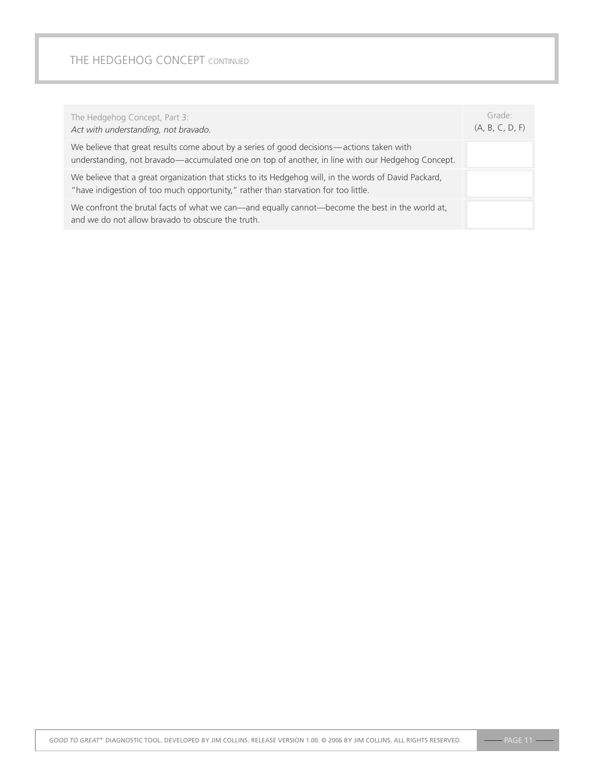## THE HEDGEHOG CONCEPT CONTINUED

| The Hedgehog Concept, Part 3: *Act with understanding, not bravado.* | Grade: (A, B, C, D, F) |
| --- | --- |
| We believe that great results come about by a series of good decisions—actions taken with understanding, not bravado—accumulated one on top of another, in line with our Hedgehog Concept. | |
| We believe that a great organization that sticks to its Hedgehog will, in the words of David Packard, "have indigestion of too much opportunity," rather than starvation for too little. | |
| We confront the brutal facts of what we can—and equally cannot—become the best in the world at, and we do not allow bravado to obscure the truth. | |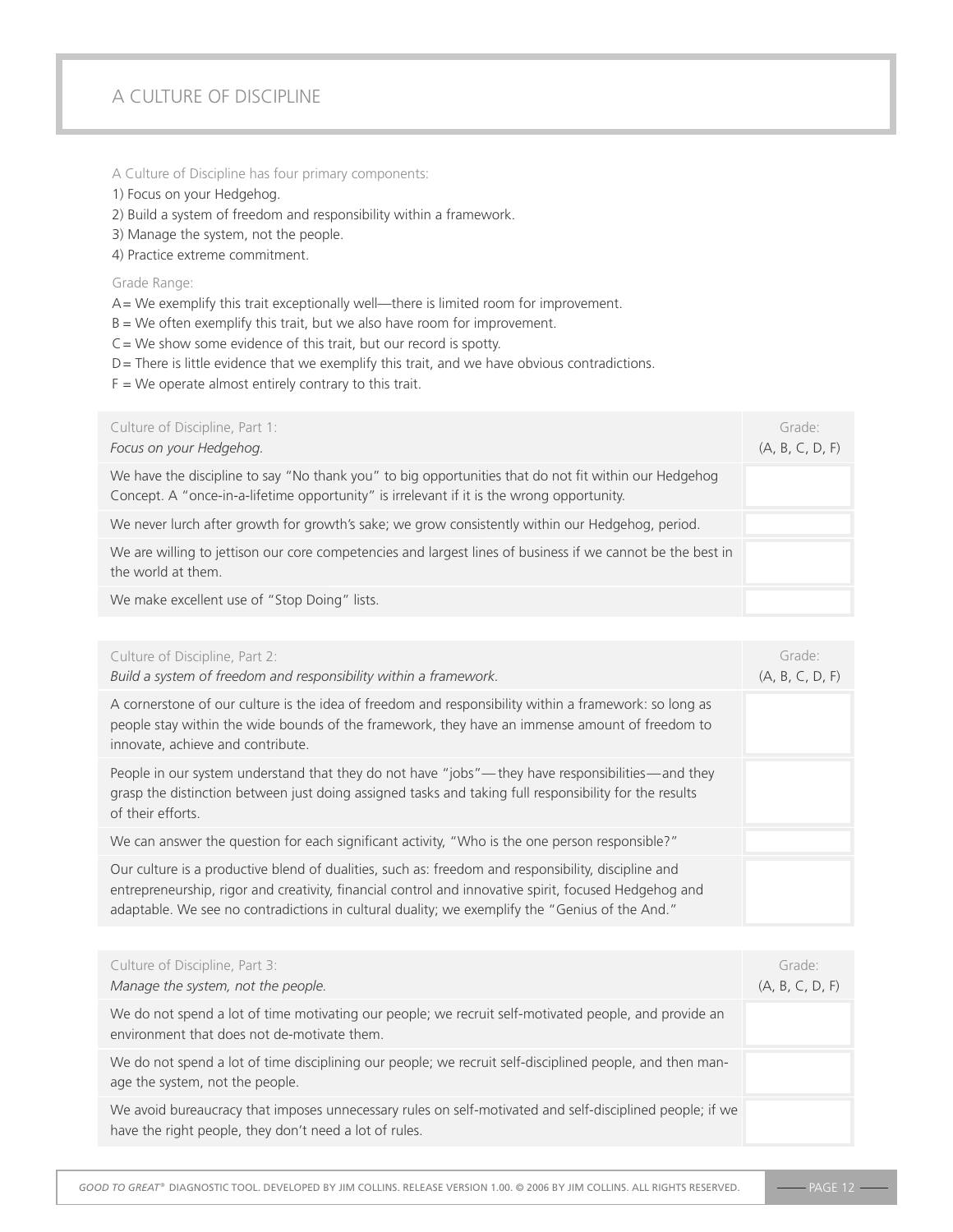# A CULTURE OF DISCIPLINE

A Culture of Discipline has four primary components:

1) Focus on your Hedgehog.
2) Build a system of freedom and responsibility within a framework.
3) Manage the system, not the people.
4) Practice extreme commitment.

Grade Range:

A = We exemplify this trait exceptionally well—there is limited room for improvement.
B = We often exemplify this trait, but we also have room for improvement.
C = We show some evidence of this trait, but our record is spotty.
D = There is little evidence that we exemplify this trait, and we have obvious contradictions.
F = We operate almost entirely contrary to this trait.

| Culture of Discipline, Part 1: *Focus on your Hedgehog.* | Grade: (A, B, C, D, F) |
| --- | --- |
| We have the discipline to say "No thank you" to big opportunities that do not fit within our Hedgehog Concept. A "once-in-a-lifetime opportunity" is irrelevant if it is the wrong opportunity. | |
| We never lurch after growth for growth's sake; we grow consistently within our Hedgehog, period. | |
| We are willing to jettison our core competencies and largest lines of business if we cannot be the best in the world at them. | |
| We make excellent use of "Stop Doing" lists. | |

| Culture of Discipline, Part 2: *Build a system of freedom and responsibility within a framework.* | Grade: (A, B, C, D, F) |
| --- | --- |
| A cornerstone of our culture is the idea of freedom and responsibility within a framework: so long as people stay within the wide bounds of the framework, they have an immense amount of freedom to innovate, achieve and contribute. | |
| People in our system understand that they do not have "jobs"—they have responsibilities—and they grasp the distinction between just doing assigned tasks and taking full responsibility for the results of their efforts. | |
| We can answer the question for each significant activity, "Who is the one person responsible?" | |
| Our culture is a productive blend of dualities, such as: freedom and responsibility, discipline and entrepreneurship, rigor and creativity, financial control and innovative spirit, focused Hedgehog and adaptable. We see no contradictions in cultural duality; we exemplify the "Genius of the And." | |

| Culture of Discipline, Part 3: *Manage the system, not the people.* | Grade: (A, B, C, D, F) |
| --- | --- |
| We do not spend a lot of time motivating our people; we recruit self-motivated people, and provide an environment that does not de-motivate them. | |
| We do not spend a lot of time disciplining our people; we recruit self-disciplined people, and then manage the system, not the people. | |
| We avoid bureaucracy that imposes unnecessary rules on self-motivated and self-disciplined people; if we have the right people, they don't need a lot of rules. | |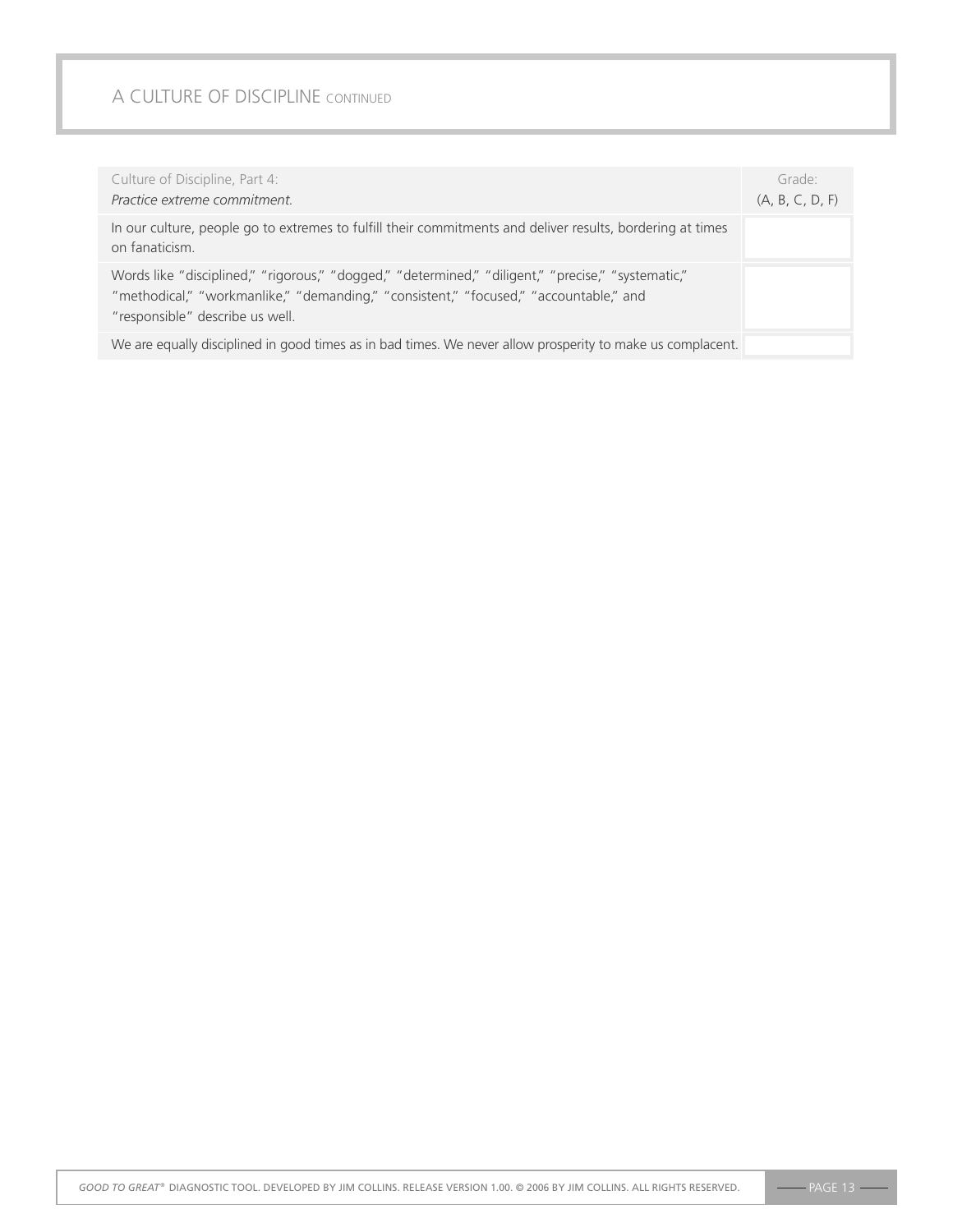## A CULTURE OF DISCIPLINE CONTINUED

| Culture of Discipline, Part 4: *Practice extreme commitment.* | Grade: (A, B, C, D, F) |
|---|---|
| In our culture, people go to extremes to fulfill their commitments and deliver results, bordering at times on fanaticism. | |
| Words like "disciplined," "rigorous," "dogged," "determined," "diligent," "precise," "systematic," "methodical," "workmanlike," "demanding," "consistent," "focused," "accountable," and "responsible" describe us well. | |
| We are equally disciplined in good times as in bad times. We never allow prosperity to make us complacent. | |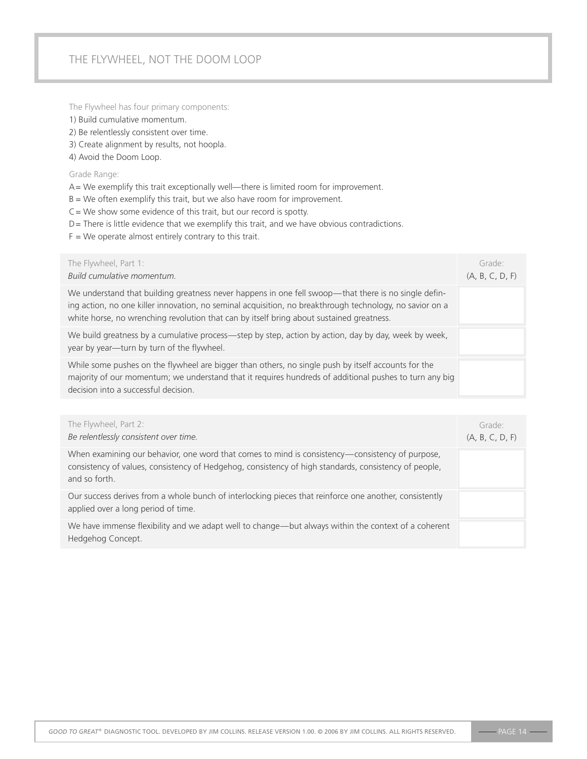# THE FLYWHEEL, NOT THE DOOM LOOP

The Flywheel has four primary components:

1) Build cumulative momentum.
2) Be relentlessly consistent over time.
3) Create alignment by results, not hoopla.
4) Avoid the Doom Loop.

Grade Range:

A = We exemplify this trait exceptionally well—there is limited room for improvement.
B = We often exemplify this trait, but we also have room for improvement.
C = We show some evidence of this trait, but our record is spotty.
D = There is little evidence that we exemplify this trait, and we have obvious contradictions.
F = We operate almost entirely contrary to this trait.

| The Flywheel, Part 1: *Build cumulative momentum.* | Grade: (A, B, C, D, F) |
|---|---|
| We understand that building greatness never happens in one fell swoop—that there is no single defining action, no one killer innovation, no seminal acquisition, no breakthrough technology, no savior on a white horse, no wrenching revolution that can by itself bring about sustained greatness. | |
| We build greatness by a cumulative process—step by step, action by action, day by day, week by week, year by year—turn by turn of the flywheel. | |
| While some pushes on the flywheel are bigger than others, no single push by itself accounts for the majority of our momentum; we understand that it requires hundreds of additional pushes to turn any big decision into a successful decision. | |

| The Flywheel, Part 2: *Be relentlessly consistent over time.* | Grade: (A, B, C, D, F) |
|---|---|
| When examining our behavior, one word that comes to mind is consistency—consistency of purpose, consistency of values, consistency of Hedgehog, consistency of high standards, consistency of people, and so forth. | |
| Our success derives from a whole bunch of interlocking pieces that reinforce one another, consistently applied over a long period of time. | |
| We have immense flexibility and we adapt well to change—but always within the context of a coherent Hedgehog Concept. | |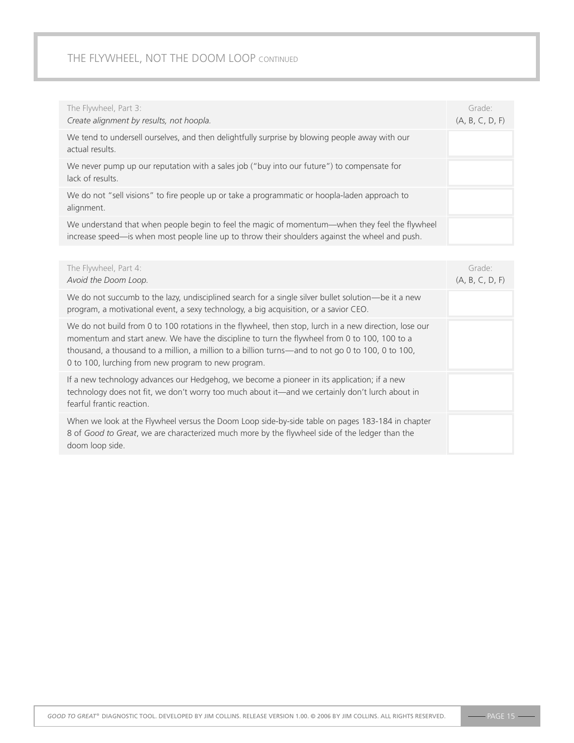## THE FLYWHEEL, NOT THE DOOM LOOP CONTINUED

| The Flywheel, Part 3:<br>*Create alignment by results, not hoopla.* | Grade:<br>(A, B, C, D, F) |
|---|---|
| We tend to undersell ourselves, and then delightfully surprise by blowing people away with our actual results. | |
| We never pump up our reputation with a sales job ("buy into our future") to compensate for lack of results. | |
| We do not "sell visions" to fire people up or take a programmatic or hoopla-laden approach to alignment. | |
| We understand that when people begin to feel the magic of momentum—when they feel the flywheel increase speed—is when most people line up to throw their shoulders against the wheel and push. | |

| The Flywheel, Part 4:<br>*Avoid the Doom Loop.* | Grade:<br>(A, B, C, D, F) |
|---|---|
| We do not succumb to the lazy, undisciplined search for a single silver bullet solution—be it a new program, a motivational event, a sexy technology, a big acquisition, or a savior CEO. | |
| We do not build from 0 to 100 rotations in the flywheel, then stop, lurch in a new direction, lose our momentum and start anew. We have the discipline to turn the flywheel from 0 to 100, 100 to a thousand, a thousand to a million, a million to a billion turns—and to not go 0 to 100, 0 to 100, 0 to 100, lurching from new program to new program. | |
| If a new technology advances our Hedgehog, we become a pioneer in its application; if a new technology does not fit, we don't worry too much about it—and we certainly don't lurch about in fearful frantic reaction. | |
| When we look at the Flywheel versus the Doom Loop side-by-side table on pages 183-184 in chapter 8 of *Good to Great*, we are characterized much more by the flywheel side of the ledger than the doom loop side. | |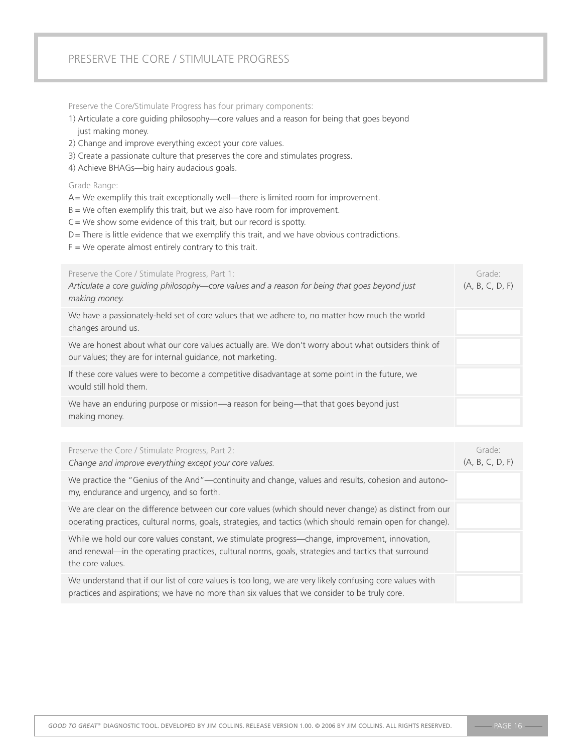# PRESERVE THE CORE / STIMULATE PROGRESS

Preserve the Core/Stimulate Progress has four primary components:

1) Articulate a core guiding philosophy—core values and a reason for being that goes beyond just making money.
2) Change and improve everything except your core values.
3) Create a passionate culture that preserves the core and stimulates progress.
4) Achieve BHAGs—big hairy audacious goals.

Grade Range:

A = We exemplify this trait exceptionally well—there is limited room for improvement.
B = We often exemplify this trait, but we also have room for improvement.
C = We show some evidence of this trait, but our record is spotty.
D = There is little evidence that we exemplify this trait, and we have obvious contradictions.
F = We operate almost entirely contrary to this trait.

| Preserve the Core / Stimulate Progress, Part 1: *Articulate a core guiding philosophy—core values and a reason for being that goes beyond just making money.* | Grade: (A, B, C, D, F) |
|---|---|
| We have a passionately-held set of core values that we adhere to, no matter how much the world changes around us. | |
| We are honest about what our core values actually are. We don't worry about what outsiders think of our values; they are for internal guidance, not marketing. | |
| If these core values were to become a competitive disadvantage at some point in the future, we would still hold them. | |
| We have an enduring purpose or mission—a reason for being—that that goes beyond just making money. | |

| Preserve the Core / Stimulate Progress, Part 2: *Change and improve everything except your core values.* | Grade: (A, B, C, D, F) |
|---|---|
| We practice the "Genius of the And"—continuity and change, values and results, cohesion and autonomy, endurance and urgency, and so forth. | |
| We are clear on the difference between our core values (which should never change) as distinct from our operating practices, cultural norms, goals, strategies, and tactics (which should remain open for change). | |
| While we hold our core values constant, we stimulate progress—change, improvement, innovation, and renewal—in the operating practices, cultural norms, goals, strategies and tactics that surround the core values. | |
| We understand that if our list of core values is too long, we are very likely confusing core values with practices and aspirations; we have no more than six values that we consider to be truly core. | |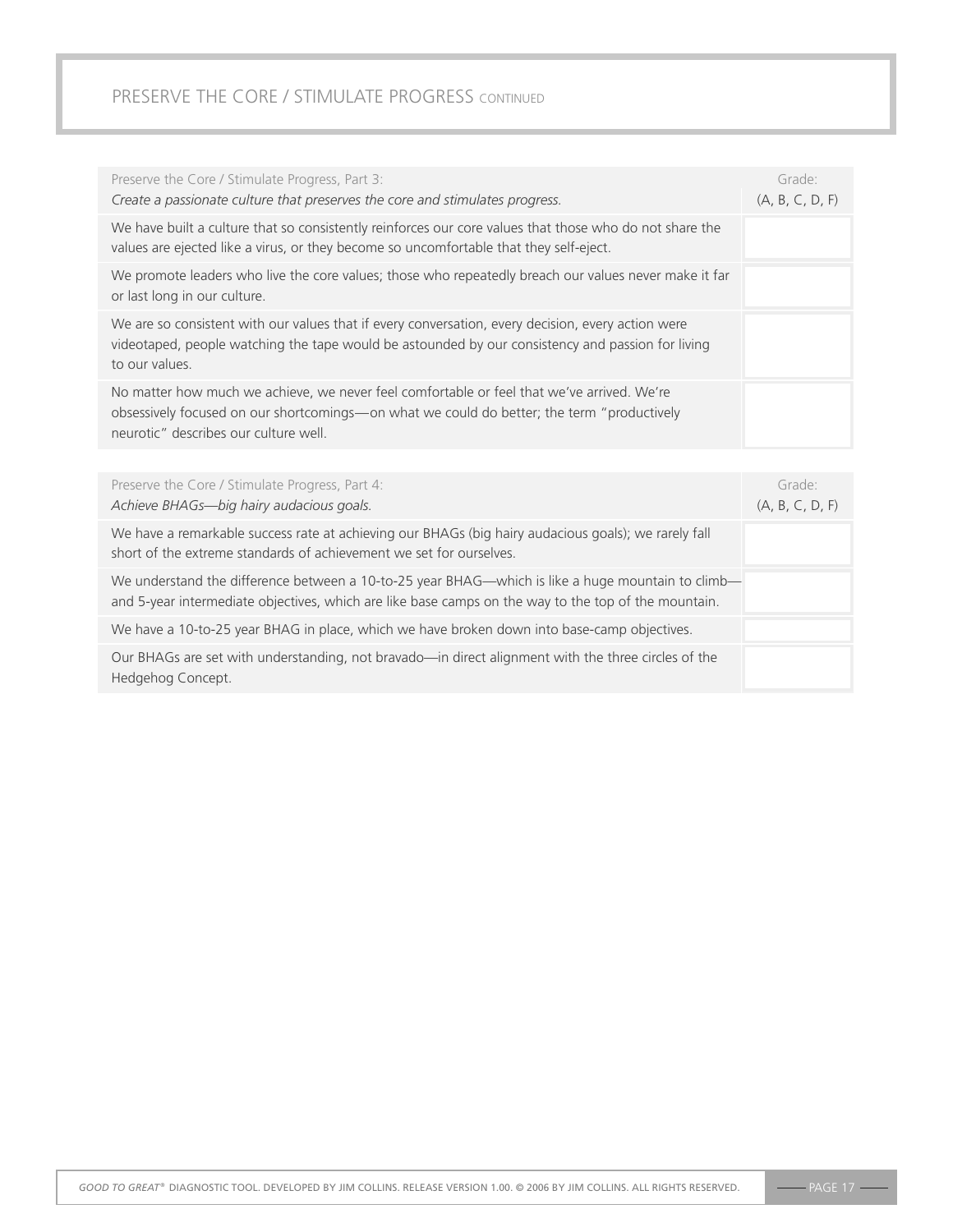## PRESERVE THE CORE / STIMULATE PROGRESS CONTINUED

| Preserve the Core / Stimulate Progress, Part 3: *Create a passionate culture that preserves the core and stimulates progress.* | Grade: (A, B, C, D, F) |
|---|---|
| We have built a culture that so consistently reinforces our core values that those who do not share the values are ejected like a virus, or they become so uncomfortable that they self-eject. | |
| We promote leaders who live the core values; those who repeatedly breach our values never make it far or last long in our culture. | |
| We are so consistent with our values that if every conversation, every decision, every action were videotaped, people watching the tape would be astounded by our consistency and passion for living to our values. | |
| No matter how much we achieve, we never feel comfortable or feel that we've arrived. We're obsessively focused on our shortcomings—on what we could do better; the term "productively neurotic" describes our culture well. | |

| Preserve the Core / Stimulate Progress, Part 4: *Achieve BHAGs—big hairy audacious goals.* | Grade: (A, B, C, D, F) |
|---|---|
| We have a remarkable success rate at achieving our BHAGs (big hairy audacious goals); we rarely fall short of the extreme standards of achievement we set for ourselves. | |
| We understand the difference between a 10-to-25 year BHAG—which is like a huge mountain to climb—and 5-year intermediate objectives, which are like base camps on the way to the top of the mountain. | |
| We have a 10-to-25 year BHAG in place, which we have broken down into base-camp objectives. | |
| Our BHAGs are set with understanding, not bravado—in direct alignment with the three circles of the Hedgehog Concept. | |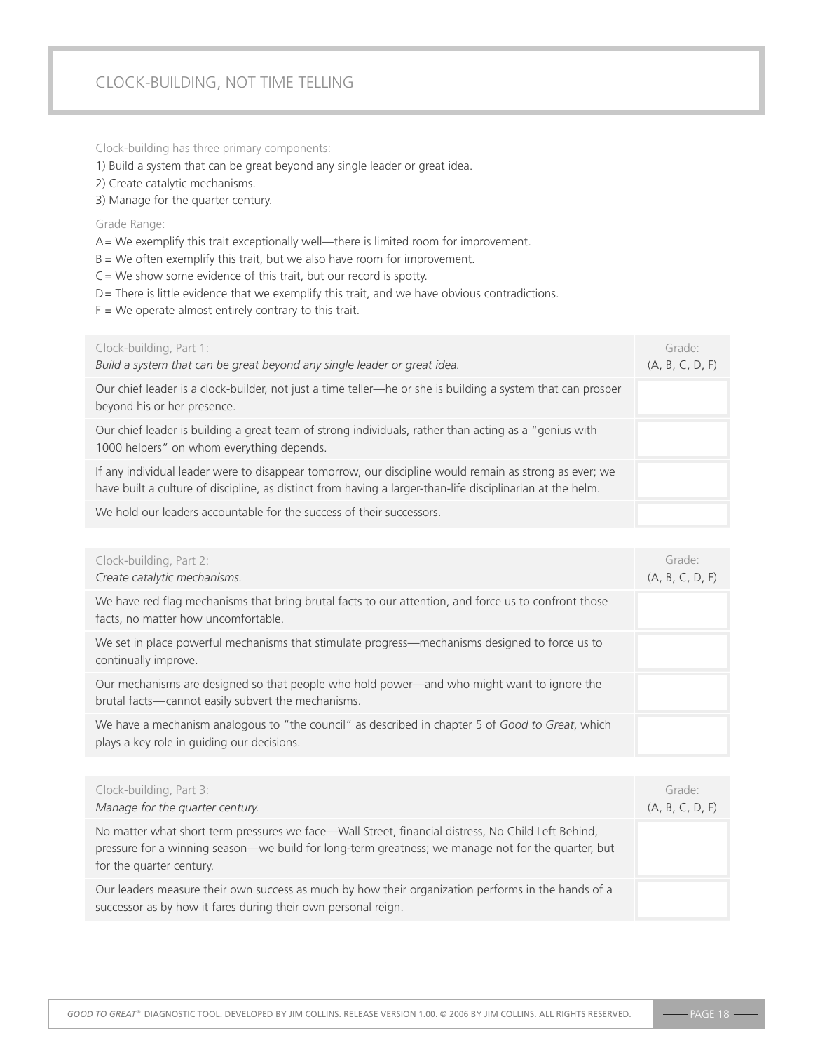# CLOCK-BUILDING, NOT TIME TELLING

Clock-building has three primary components:

1) Build a system that can be great beyond any single leader or great idea.
2) Create catalytic mechanisms.
3) Manage for the quarter century.

Grade Range:

A = We exemplify this trait exceptionally well—there is limited room for improvement.
B = We often exemplify this trait, but we also have room for improvement.
C = We show some evidence of this trait, but our record is spotty.
D = There is little evidence that we exemplify this trait, and we have obvious contradictions.
F = We operate almost entirely contrary to this trait.

| Clock-building, Part 1: *Build a system that can be great beyond any single leader or great idea.* | Grade: (A, B, C, D, F) |
|---|---|
| Our chief leader is a clock-builder, not just a time teller—he or she is building a system that can prosper beyond his or her presence. | |
| Our chief leader is building a great team of strong individuals, rather than acting as a "genius with 1000 helpers" on whom everything depends. | |
| If any individual leader were to disappear tomorrow, our discipline would remain as strong as ever; we have built a culture of discipline, as distinct from having a larger-than-life disciplinarian at the helm. | |
| We hold our leaders accountable for the success of their successors. | |

| Clock-building, Part 2: *Create catalytic mechanisms.* | Grade: (A, B, C, D, F) |
|---|---|
| We have red flag mechanisms that bring brutal facts to our attention, and force us to confront those facts, no matter how uncomfortable. | |
| We set in place powerful mechanisms that stimulate progress—mechanisms designed to force us to continually improve. | |
| Our mechanisms are designed so that people who hold power—and who might want to ignore the brutal facts—cannot easily subvert the mechanisms. | |
| We have a mechanism analogous to "the council" as described in chapter 5 of *Good to Great*, which plays a key role in guiding our decisions. | |

| Clock-building, Part 3: *Manage for the quarter century.* | Grade: (A, B, C, D, F) |
|---|---|
| No matter what short term pressures we face—Wall Street, financial distress, No Child Left Behind, pressure for a winning season—we build for long-term greatness; we manage not for the quarter, but for the quarter century. | |
| Our leaders measure their own success as much by how their organization performs in the hands of a successor as by how it fares during their own personal reign. | |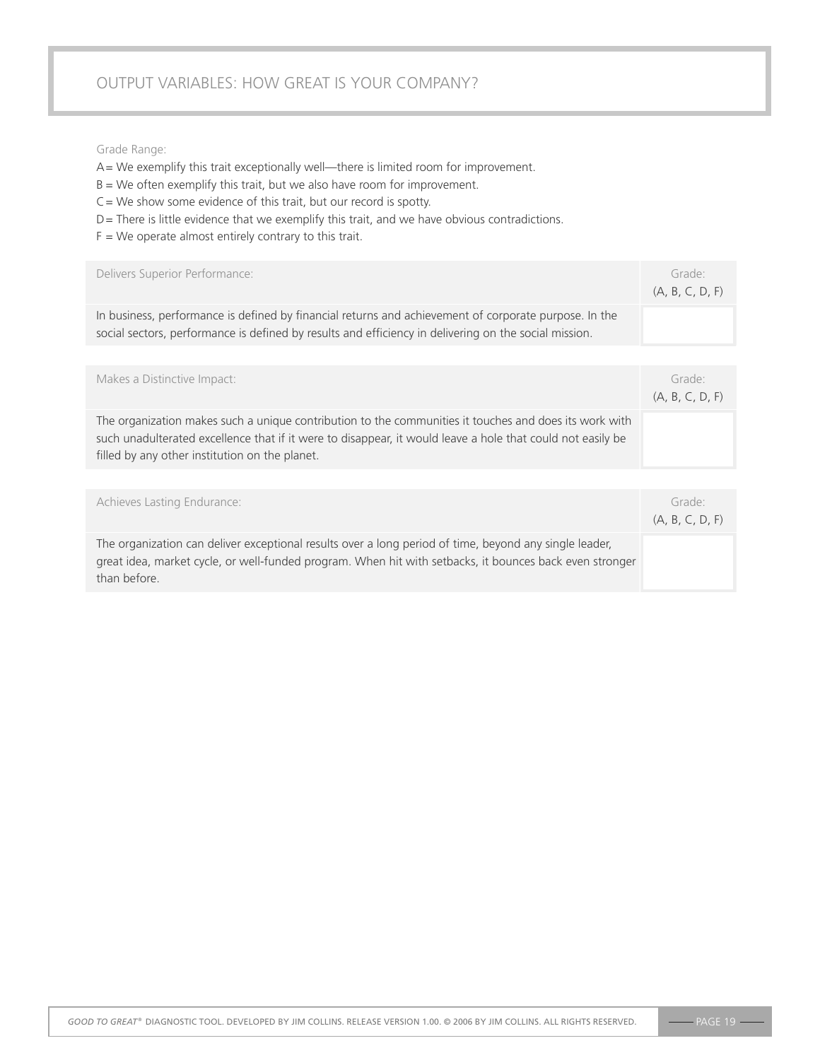# OUTPUT VARIABLES: HOW GREAT IS YOUR COMPANY?

Grade Range:

A = We exemplify this trait exceptionally well—there is limited room for improvement.
B = We often exemplify this trait, but we also have room for improvement.
C = We show some evidence of this trait, but our record is spotty.
D = There is little evidence that we exemplify this trait, and we have obvious contradictions.
F = We operate almost entirely contrary to this trait.

| Delivers Superior Performance: | Grade: (A, B, C, D, F) |
|---|---|
| In business, performance is defined by financial returns and achievement of corporate purpose. In the social sectors, performance is defined by results and efficiency in delivering on the social mission. | |

| Makes a Distinctive Impact: | Grade: (A, B, C, D, F) |
|---|---|
| The organization makes such a unique contribution to the communities it touches and does its work with such unadulterated excellence that if it were to disappear, it would leave a hole that could not easily be filled by any other institution on the planet. | |

| Achieves Lasting Endurance: | Grade: (A, B, C, D, F) |
|---|---|
| The organization can deliver exceptional results over a long period of time, beyond any single leader, great idea, market cycle, or well-funded program. When hit with setbacks, it bounces back even stronger than before. | |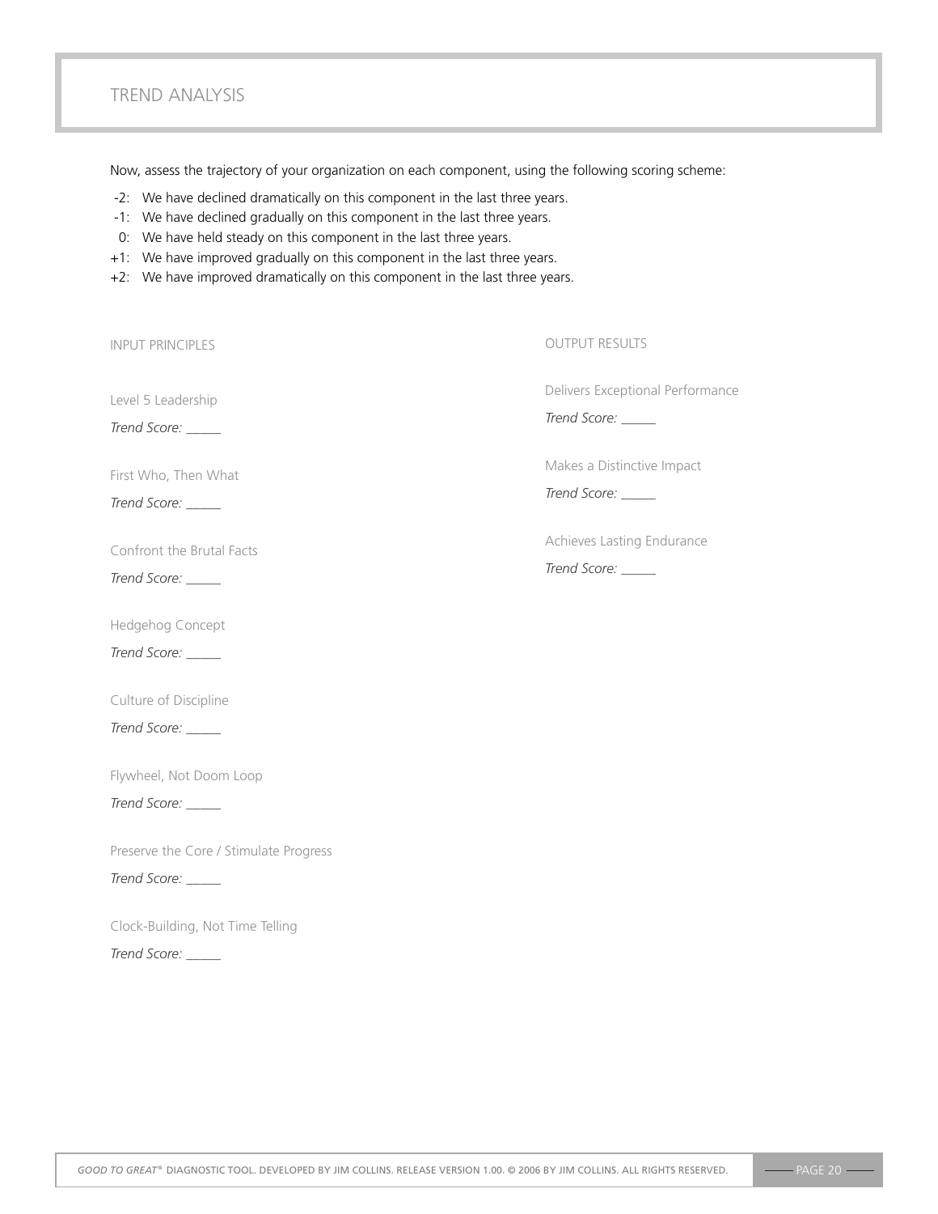# TREND ANALYSIS

Now, assess the trajectory of your organization on each component, using the following scoring scheme:

- -2: We have declined dramatically on this component in the last three years.
- -1: We have declined gradually on this component in the last three years.
- 0: We have held steady on this component in the last three years.
- +1: We have improved gradually on this component in the last three years.
- +2: We have improved dramatically on this component in the last three years.

## INPUT PRINCIPLES

Level 5 Leadership

*Trend Score:* _____

First Who, Then What

*Trend Score:* _____

Confront the Brutal Facts

*Trend Score:* _____

Hedgehog Concept

*Trend Score:* _____

Culture of Discipline

*Trend Score:* _____

Flywheel, Not Doom Loop

*Trend Score:* _____

Preserve the Core / Stimulate Progress

*Trend Score:* _____

Clock-Building, Not Time Telling

*Trend Score:* _____

## OUTPUT RESULTS

Delivers Exceptional Performance

*Trend Score:* _____

Makes a Distinctive Impact

*Trend Score:* _____

Achieves Lasting Endurance

*Trend Score:* _____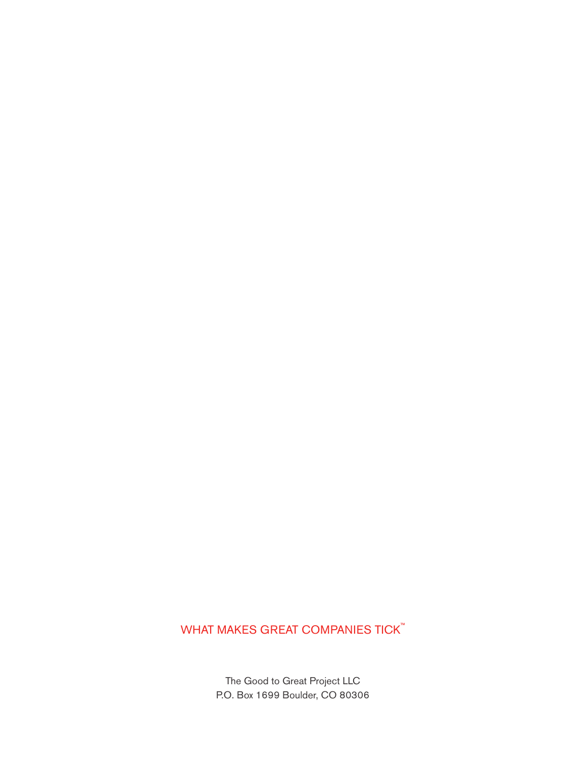WHAT MAKES GREAT COMPANIES TICK™

The Good to Great Project LLC
P.O. Box 1699 Boulder, CO 80306